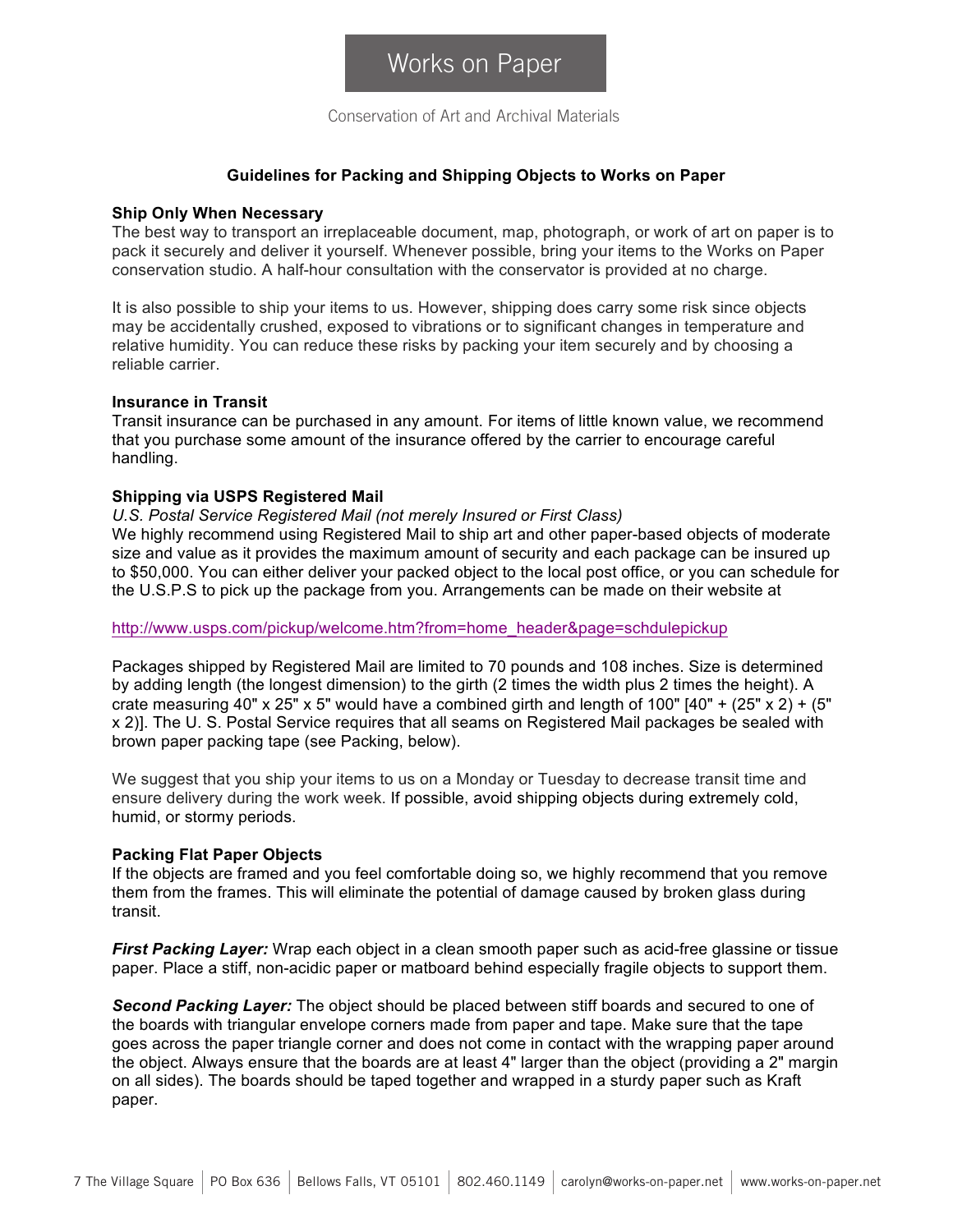# Works on Paper

Conservation of Art and Archival Materials

## Guidelines for Packing and Shipping Objects to Works on Paper

### Ship Only When Necessary

The best way to transport an irreplaceable document, map, photograph, or work of art on paper is to pack it securely and deliver it yourself. Whenever possible, bring your items to the Works on Paper conservation studio. A half-hour consultation with the conservator is provided at no charge.

It is also possible to ship your items to us. However, shipping does carry some risk since objects may be accidentally crushed, exposed to vibrations or to significant changes in temperature and relative humidity. You can reduce these risks by packing your item securely and by choosing a reliable carrier.

### Insurance in Transit

Transit insurance can be purchased in any amount. For items of little known value, we recommend that you purchase some amount of the insurance offered by the carrier to encourage careful handling.

### Shipping via USPS Registered Mail

*U.S. Postal Service Registered Mail (not merely Insured or First Class)*

We highly recommend using Registered Mail to ship art and other paper-based objects of moderate size and value as it provides the maximum amount of security and each package can be insured up to $50,000. You can either deliver your packed object to the local post office, or you can schedule for the U.S.P.S to pick up the package from you. Arrangements can be made on their website at

http://www.usps.com/pickup/welcome.htm?from=home_header&page=schdulepickup

Packages shipped by Registered Mail are limited to 70 pounds and 108 inches. Size is determined by adding length (the longest dimension) to the girth (2 times the width plus 2 times the height). A crate measuring 40" x 25" x 5" would have a combined girth and length of 100" [40" + (25" x 2) + (5" x 2)]. The U. S. Postal Service requires that all seams on Registered Mail packages be sealed with brown paper packing tape (see Packing, below).

We suggest that you ship your items to us on a Monday or Tuesday to decrease transit time and ensure delivery during the work week. If possible, avoid shipping objects during extremely cold, humid, or stormy periods.

### Packing Flat Paper Objects

If the objects are framed and you feel comfortable doing so, we highly recommend that you remove them from the frames. This will eliminate the potential of damage caused by broken glass during transit.

***First Packing Layer:*** Wrap each object in a clean smooth paper such as acid-free glassine or tissue paper. Place a stiff, non-acidic paper or matboard behind especially fragile objects to support them.

***Second Packing Layer:*** The object should be placed between stiff boards and secured to one of the boards with triangular envelope corners made from paper and tape. Make sure that the tape goes across the paper triangle corner and does not come in contact with the wrapping paper around the object. Always ensure that the boards are at least 4" larger than the object (providing a 2" margin on all sides). The boards should be taped together and wrapped in a sturdy paper such as Kraft paper.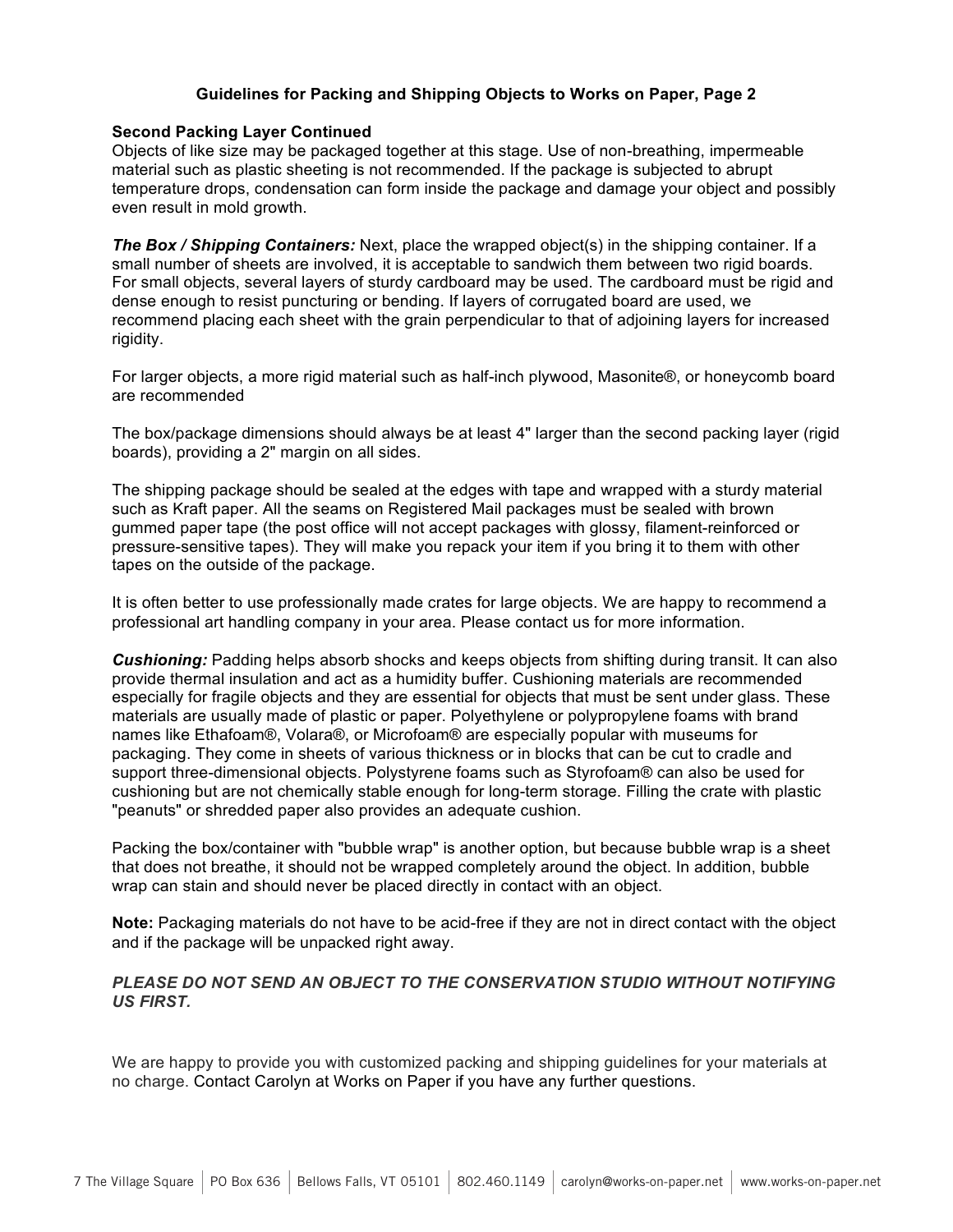## Guidelines for Packing and Shipping Objects to Works on Paper, Page 2

**Second Packing Layer Continued**
Objects of like size may be packaged together at this stage. Use of non-breathing, impermeable material such as plastic sheeting is not recommended. If the package is subjected to abrupt temperature drops, condensation can form inside the package and damage your object and possibly even result in mold growth.

***The Box / Shipping Containers:*** Next, place the wrapped object(s) in the shipping container. If a small number of sheets are involved, it is acceptable to sandwich them between two rigid boards. For small objects, several layers of sturdy cardboard may be used. The cardboard must be rigid and dense enough to resist puncturing or bending. If layers of corrugated board are used, we recommend placing each sheet with the grain perpendicular to that of adjoining layers for increased rigidity.

For larger objects, a more rigid material such as half-inch plywood, Masonite®, or honeycomb board are recommended

The box/package dimensions should always be at least 4" larger than the second packing layer (rigid boards), providing a 2" margin on all sides.

The shipping package should be sealed at the edges with tape and wrapped with a sturdy material such as Kraft paper. All the seams on Registered Mail packages must be sealed with brown gummed paper tape (the post office will not accept packages with glossy, filament-reinforced or pressure-sensitive tapes). They will make you repack your item if you bring it to them with other tapes on the outside of the package.

It is often better to use professionally made crates for large objects. We are happy to recommend a professional art handling company in your area. Please contact us for more information.

***Cushioning:*** Padding helps absorb shocks and keeps objects from shifting during transit. It can also provide thermal insulation and act as a humidity buffer. Cushioning materials are recommended especially for fragile objects and they are essential for objects that must be sent under glass. These materials are usually made of plastic or paper. Polyethylene or polypropylene foams with brand names like Ethafoam®, Volara®, or Microfoam® are especially popular with museums for packaging. They come in sheets of various thickness or in blocks that can be cut to cradle and support three-dimensional objects. Polystyrene foams such as Styrofoam® can also be used for cushioning but are not chemically stable enough for long-term storage. Filling the crate with plastic "peanuts" or shredded paper also provides an adequate cushion.

Packing the box/container with "bubble wrap" is another option, but because bubble wrap is a sheet that does not breathe, it should not be wrapped completely around the object. In addition, bubble wrap can stain and should never be placed directly in contact with an object.

**Note:** Packaging materials do not have to be acid-free if they are not in direct contact with the object and if the package will be unpacked right away.

***PLEASE DO NOT SEND AN OBJECT TO THE CONSERVATION STUDIO WITHOUT NOTIFYING US FIRST.***

We are happy to provide you with customized packing and shipping guidelines for your materials at no charge. Contact Carolyn at Works on Paper if you have any further questions.

7 The Village Square | PO Box 636 | Bellows Falls, VT 05101 | 802.460.1149 | carolyn@works-on-paper.net | www.works-on-paper.net